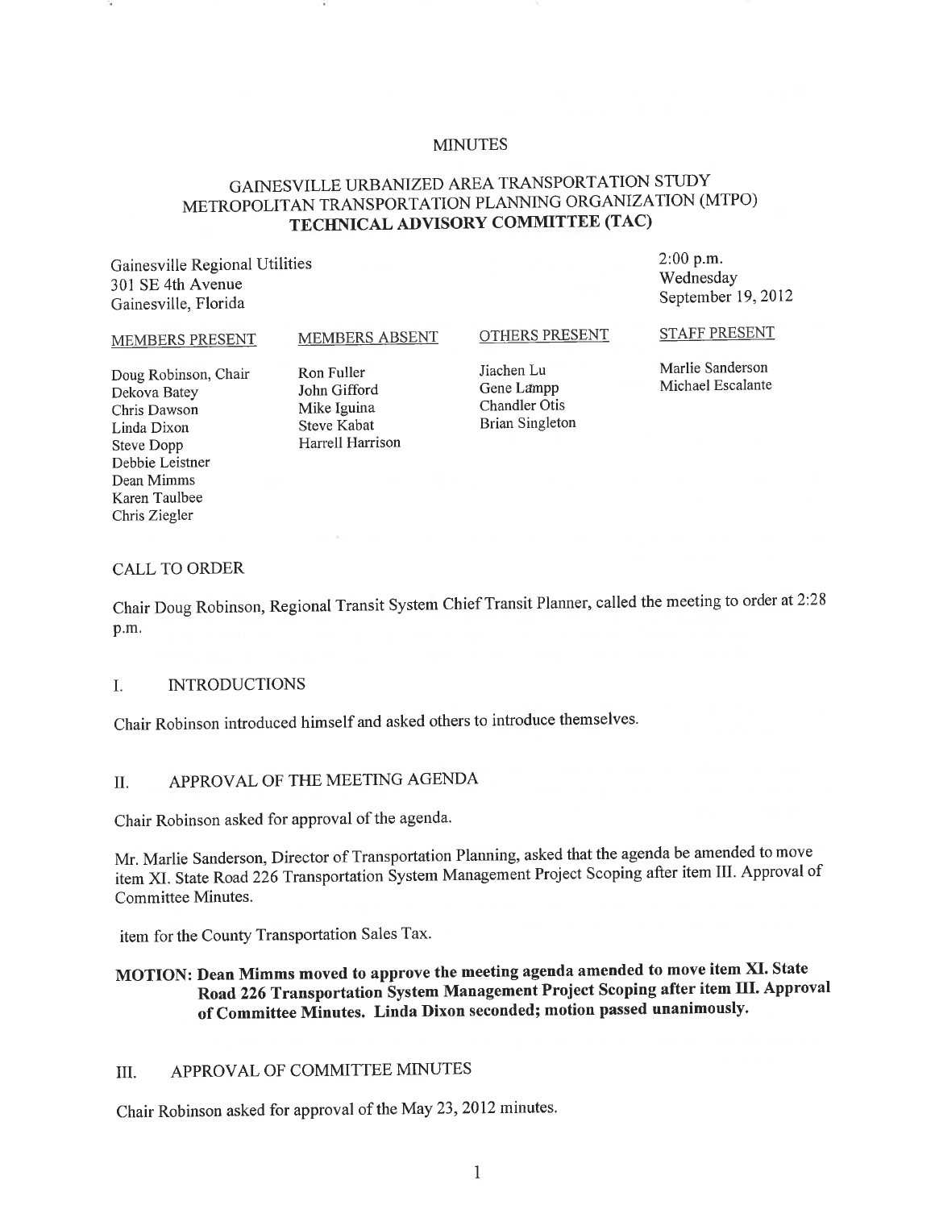MINUTES

# GAINESVILLE URBANIZED AREA TRANSPORTATION STUDY METROPOLITAN TRANSPORTATION PLANNING ORGANIZATION (MTPO) **TECHNICAL ADVISORY COMMITTEE (TAC)**

Gainesville Regional Utilities
301 SE 4th Avenue
Gainesville, Florida

2:00 p.m.
Wednesday
September 19, 2012

| MEMBERS PRESENT | MEMBERS ABSENT | OTHERS PRESENT | STAFF PRESENT |
|---|---|---|---|
| Doug Robinson, Chair | Ron Fuller | Jiachen Lu | Marlie Sanderson |
| Dekova Batey | John Gifford | Gene Lampp | Michael Escalante |
| Chris Dawson | Mike Iguina | Chandler Otis | |
| Linda Dixon | Steve Kabat | Brian Singleton | |
| Steve Dopp | Harrell Harrison | | |
| Debbie Leistner | | | |
| Dean Mimms | | | |
| Karen Taulbee | | | |
| Chris Ziegler | | | |

CALL TO ORDER

Chair Doug Robinson, Regional Transit System Chief Transit Planner, called the meeting to order at 2:28 p.m.

I. INTRODUCTIONS

Chair Robinson introduced himself and asked others to introduce themselves.

II. APPROVAL OF THE MEETING AGENDA

Chair Robinson asked for approval of the agenda.

Mr. Marlie Sanderson, Director of Transportation Planning, asked that the agenda be amended to move item XI. State Road 226 Transportation System Management Project Scoping after item III. Approval of Committee Minutes.

item for the County Transportation Sales Tax.

**MOTION: Dean Mimms moved to approve the meeting agenda amended to move item XI. State Road 226 Transportation System Management Project Scoping after item III. Approval of Committee Minutes. Linda Dixon seconded; motion passed unanimously.**

III. APPROVAL OF COMMITTEE MINUTES

Chair Robinson asked for approval of the May 23, 2012 minutes.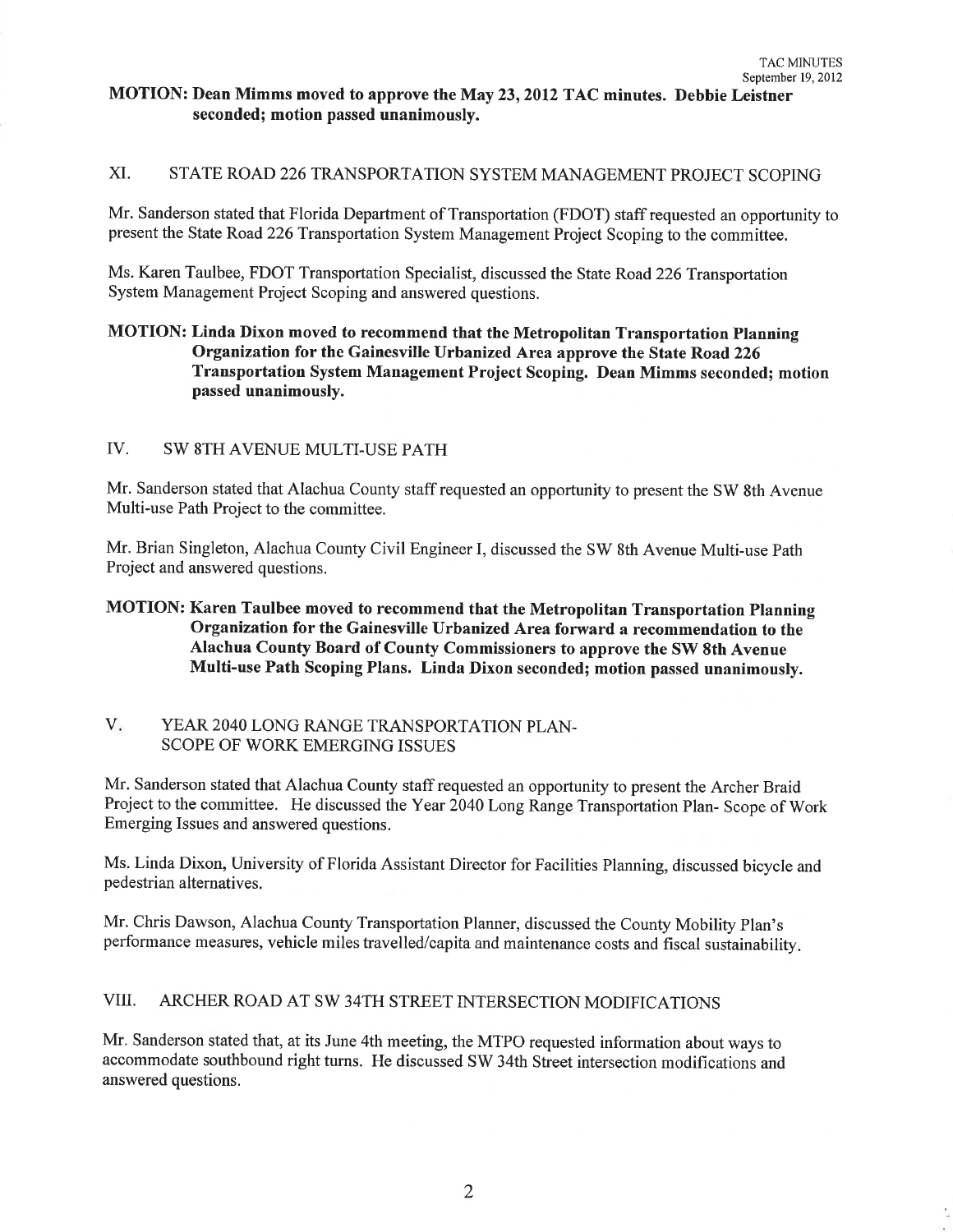**MOTION: Dean Mimms moved to approve the May 23, 2012 TAC minutes. Debbie Leistner seconded; motion passed unanimously.**

## XI. STATE ROAD 226 TRANSPORTATION SYSTEM MANAGEMENT PROJECT SCOPING

Mr. Sanderson stated that Florida Department of Transportation (FDOT) staff requested an opportunity to present the State Road 226 Transportation System Management Project Scoping to the committee.

Ms. Karen Taulbee, FDOT Transportation Specialist, discussed the State Road 226 Transportation System Management Project Scoping and answered questions.

**MOTION: Linda Dixon moved to recommend that the Metropolitan Transportation Planning Organization for the Gainesville Urbanized Area approve the State Road 226 Transportation System Management Project Scoping. Dean Mimms seconded; motion passed unanimously.**

## IV. SW 8TH AVENUE MULTI-USE PATH

Mr. Sanderson stated that Alachua County staff requested an opportunity to present the SW 8th Avenue Multi-use Path Project to the committee.

Mr. Brian Singleton, Alachua County Civil Engineer I, discussed the SW 8th Avenue Multi-use Path Project and answered questions.

**MOTION: Karen Taulbee moved to recommend that the Metropolitan Transportation Planning Organization for the Gainesville Urbanized Area forward a recommendation to the Alachua County Board of County Commissioners to approve the SW 8th Avenue Multi-use Path Scoping Plans. Linda Dixon seconded; motion passed unanimously.**

## V. YEAR 2040 LONG RANGE TRANSPORTATION PLAN- SCOPE OF WORK EMERGING ISSUES

Mr. Sanderson stated that Alachua County staff requested an opportunity to present the Archer Braid Project to the committee. He discussed the Year 2040 Long Range Transportation Plan- Scope of Work Emerging Issues and answered questions.

Ms. Linda Dixon, University of Florida Assistant Director for Facilities Planning, discussed bicycle and pedestrian alternatives.

Mr. Chris Dawson, Alachua County Transportation Planner, discussed the County Mobility Plan's performance measures, vehicle miles travelled/capita and maintenance costs and fiscal sustainability.

## VIII. ARCHER ROAD AT SW 34TH STREET INTERSECTION MODIFICATIONS

Mr. Sanderson stated that, at its June 4th meeting, the MTPO requested information about ways to accommodate southbound right turns. He discussed SW 34th Street intersection modifications and answered questions.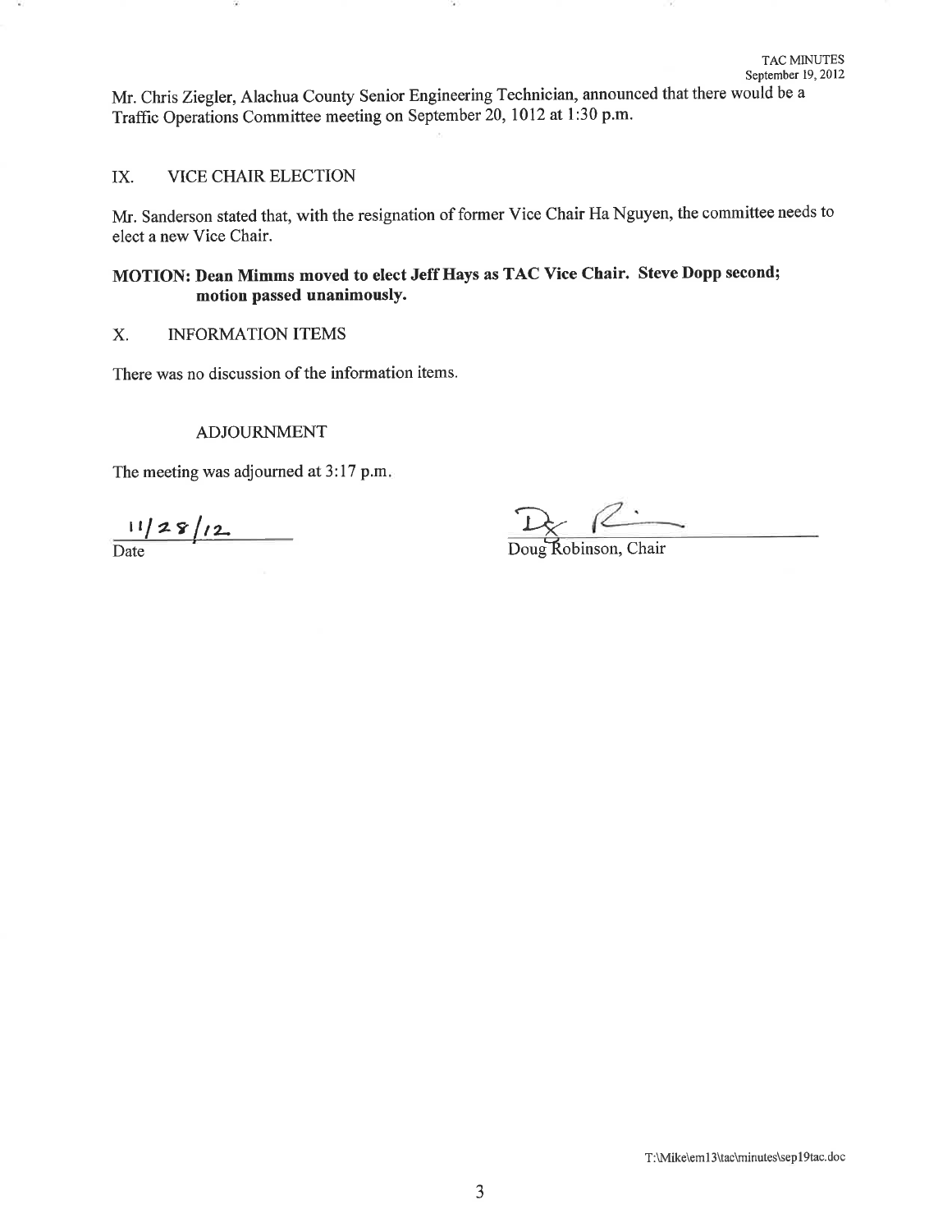Mr. Chris Ziegler, Alachua County Senior Engineering Technician, announced that there would be a Traffic Operations Committee meeting on September 20, 1012 at 1:30 p.m.

## IX. VICE CHAIR ELECTION

Mr. Sanderson stated that, with the resignation of former Vice Chair Ha Nguyen, the committee needs to elect a new Vice Chair.

**MOTION: Dean Mimms moved to elect Jeff Hays as TAC Vice Chair. Steve Dopp second; motion passed unanimously.**

## X. INFORMATION ITEMS

There was no discussion of the information items.

## ADJOURNMENT

The meeting was adjourned at 3:17 p.m.

11/28/12
Date

Doug Robinson, Chair

T:\Mike\em13\tac\minutes\sep19tac.doc